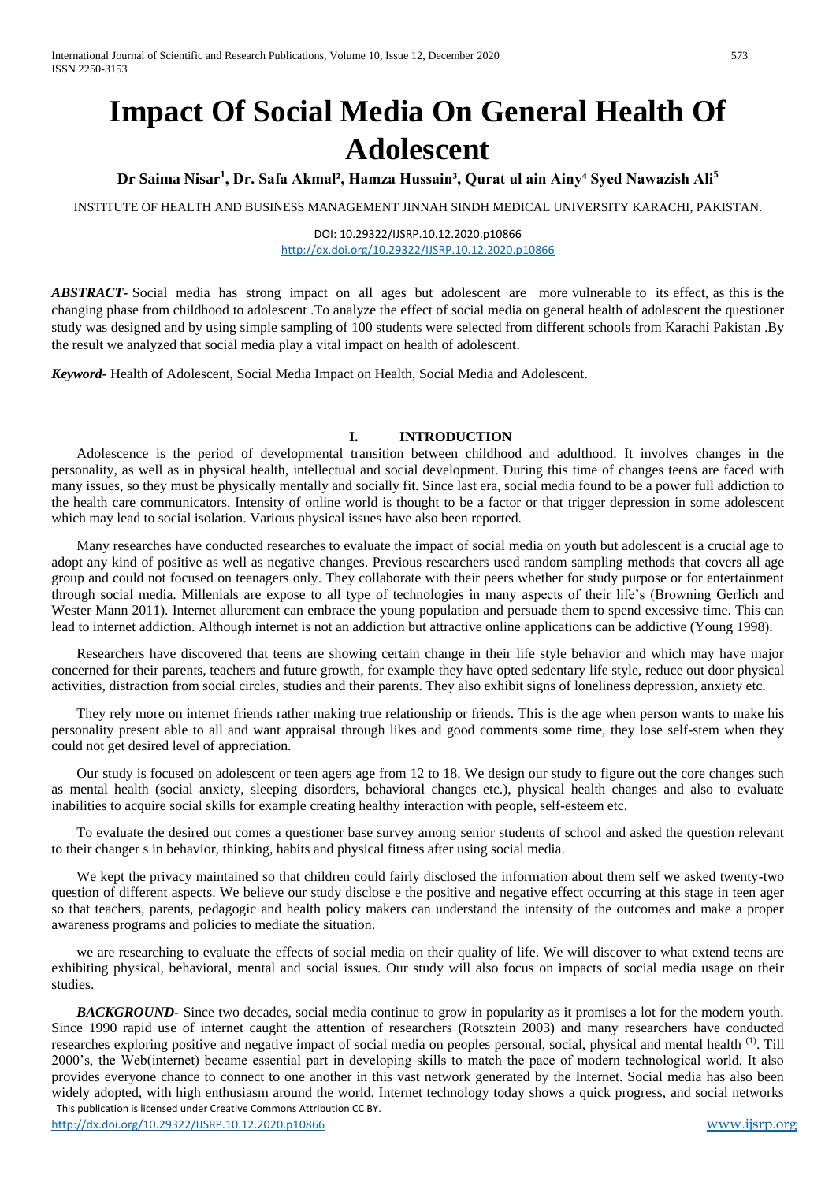# Impact Of Social Media On General Health Of Adolescent

**Dr Saima Nisar[1], Dr. Safa Akmal[2], Hamza Hussain[3], Qurat ul ain Ainy[4] Syed Nawazish Ali[5]**

INSTITUTE OF HEALTH AND BUSINESS MANAGEMENT JINNAH SINDH MEDICAL UNIVERSITY KARACHI, PAKISTAN.

DOI: 10.29322/IJSRP.10.12.2020.p10866
http://dx.doi.org/10.29322/IJSRP.10.12.2020.p10866

***ABSTRACT-*** Social media has strong impact on all ages but adolescent are more vulnerable to its effect, as this is the changing phase from childhood to adolescent .To analyze the effect of social media on general health of adolescent the questioner study was designed and by using simple sampling of 100 students were selected from different schools from Karachi Pakistan .By the result we analyzed that social media play a vital impact on health of adolescent.

***Keyword-*** Health of Adolescent, Social Media Impact on Health, Social Media and Adolescent.

## I. INTRODUCTION

Adolescence is the period of developmental transition between childhood and adulthood. It involves changes in the personality, as well as in physical health, intellectual and social development. During this time of changes teens are faced with many issues, so they must be physically mentally and socially fit. Since last era, social media found to be a power full addiction to the health care communicators. Intensity of online world is thought to be a factor or that trigger depression in some adolescent which may lead to social isolation. Various physical issues have also been reported.

Many researches have conducted researches to evaluate the impact of social media on youth but adolescent is a crucial age to adopt any kind of positive as well as negative changes. Previous researchers used random sampling methods that covers all age group and could not focused on teenagers only. They collaborate with their peers whether for study purpose or for entertainment through social media. Millenials are expose to all type of technologies in many aspects of their life's (Browning Gerlich and Wester Mann 2011). Internet allurement can embrace the young population and persuade them to spend excessive time. This can lead to internet addiction. Although internet is not an addiction but attractive online applications can be addictive (Young 1998).

Researchers have discovered that teens are showing certain change in their life style behavior and which may have major concerned for their parents, teachers and future growth, for example they have opted sedentary life style, reduce out door physical activities, distraction from social circles, studies and their parents. They also exhibit signs of loneliness depression, anxiety etc.

They rely more on internet friends rather making true relationship or friends. This is the age when person wants to make his personality present able to all and want appraisal through likes and good comments some time, they lose self-stem when they could not get desired level of appreciation.

Our study is focused on adolescent or teen agers age from 12 to 18. We design our study to figure out the core changes such as mental health (social anxiety, sleeping disorders, behavioral changes etc.), physical health changes and also to evaluate inabilities to acquire social skills for example creating healthy interaction with people, self-esteem etc.

To evaluate the desired out comes a questioner base survey among senior students of school and asked the question relevant to their changer s in behavior, thinking, habits and physical fitness after using social media.

We kept the privacy maintained so that children could fairly disclosed the information about them self we asked twenty-two question of different aspects. We believe our study disclose e the positive and negative effect occurring at this stage in teen ager so that teachers, parents, pedagogic and health policy makers can understand the intensity of the outcomes and make a proper awareness programs and policies to mediate the situation.

we are researching to evaluate the effects of social media on their quality of life. We will discover to what extend teens are exhibiting physical, behavioral, mental and social issues. Our study will also focus on impacts of social media usage on their studies.

***BACKGROUND-*** Since two decades, social media continue to grow in popularity as it promises a lot for the modern youth. Since 1990 rapid use of internet caught the attention of researchers (Rotsztein 2003) and many researchers have conducted researches exploring positive and negative impact of social media on peoples personal, social, physical and mental health [(1)]. Till 2000's, the Web(internet) became essential part in developing skills to match the pace of modern technological world. It also provides everyone chance to connect to one another in this vast network generated by the Internet. Social media has also been widely adopted, with high enthusiasm around the world. Internet technology today shows a quick progress, and social networks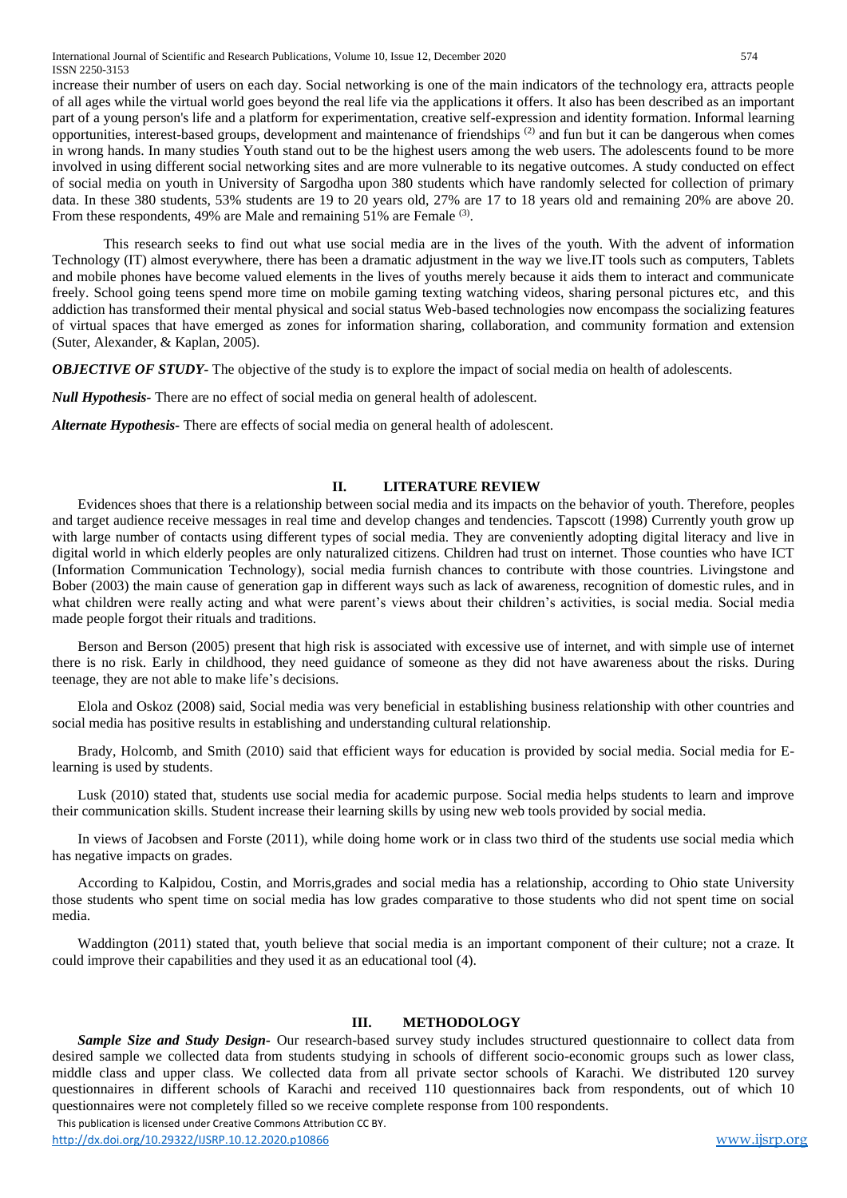increase their number of users on each day. Social networking is one of the main indicators of the technology era, attracts people of all ages while the virtual world goes beyond the real life via the applications it offers. It also has been described as an important part of a young person's life and a platform for experimentation, creative self-expression and identity formation. Informal learning opportunities, interest-based groups, development and maintenance of friendships [(2)] and fun but it can be dangerous when comes in wrong hands. In many studies Youth stand out to be the highest users among the web users. The adolescents found to be more involved in using different social networking sites and are more vulnerable to its negative outcomes. A study conducted on effect of social media on youth in University of Sargodha upon 380 students which have randomly selected for collection of primary data. In these 380 students, 53% students are 19 to 20 years old, 27% are 17 to 18 years old and remaining 20% are above 20. From these respondents, 49% are Male and remaining 51% are Female [(3)].

This research seeks to find out what use social media are in the lives of the youth. With the advent of information Technology (IT) almost everywhere, there has been a dramatic adjustment in the way we live.IT tools such as computers, Tablets and mobile phones have become valued elements in the lives of youths merely because it aids them to interact and communicate freely. School going teens spend more time on mobile gaming texting watching videos, sharing personal pictures etc, and this addiction has transformed their mental physical and social status Web-based technologies now encompass the socializing features of virtual spaces that have emerged as zones for information sharing, collaboration, and community formation and extension (Suter, Alexander, & Kaplan, 2005).

***OBJECTIVE OF STUDY-*** The objective of the study is to explore the impact of social media on health of adolescents.

***Null Hypothesis-*** There are no effect of social media on general health of adolescent.

***Alternate Hypothesis-*** There are effects of social media on general health of adolescent.

## II. LITERATURE REVIEW

Evidences shoes that there is a relationship between social media and its impacts on the behavior of youth. Therefore, peoples and target audience receive messages in real time and develop changes and tendencies. Tapscott (1998) Currently youth grow up with large number of contacts using different types of social media. They are conveniently adopting digital literacy and live in digital world in which elderly peoples are only naturalized citizens. Children had trust on internet. Those counties who have ICT (Information Communication Technology), social media furnish chances to contribute with those countries. Livingstone and Bober (2003) the main cause of generation gap in different ways such as lack of awareness, recognition of domestic rules, and in what children were really acting and what were parent's views about their children's activities, is social media. Social media made people forgot their rituals and traditions.

Berson and Berson (2005) present that high risk is associated with excessive use of internet, and with simple use of internet there is no risk. Early in childhood, they need guidance of someone as they did not have awareness about the risks. During teenage, they are not able to make life's decisions.

Elola and Oskoz (2008) said, Social media was very beneficial in establishing business relationship with other countries and social media has positive results in establishing and understanding cultural relationship.

Brady, Holcomb, and Smith (2010) said that efficient ways for education is provided by social media. Social media for E-learning is used by students.

Lusk (2010) stated that, students use social media for academic purpose. Social media helps students to learn and improve their communication skills. Student increase their learning skills by using new web tools provided by social media.

In views of Jacobsen and Forste (2011), while doing home work or in class two third of the students use social media which has negative impacts on grades.

According to Kalpidou, Costin, and Morris,grades and social media has a relationship, according to Ohio state University those students who spent time on social media has low grades comparative to those students who did not spent time on social media.

Waddington (2011) stated that, youth believe that social media is an important component of their culture; not a craze. It could improve their capabilities and they used it as an educational tool (4).

## III. METHODOLOGY

***Sample Size and Study Design-*** Our research-based survey study includes structured questionnaire to collect data from desired sample we collected data from students studying in schools of different socio-economic groups such as lower class, middle class and upper class. We collected data from all private sector schools of Karachi. We distributed 120 survey questionnaires in different schools of Karachi and received 110 questionnaires back from respondents, out of which 10 questionnaires were not completely filled so we receive complete response from 100 respondents.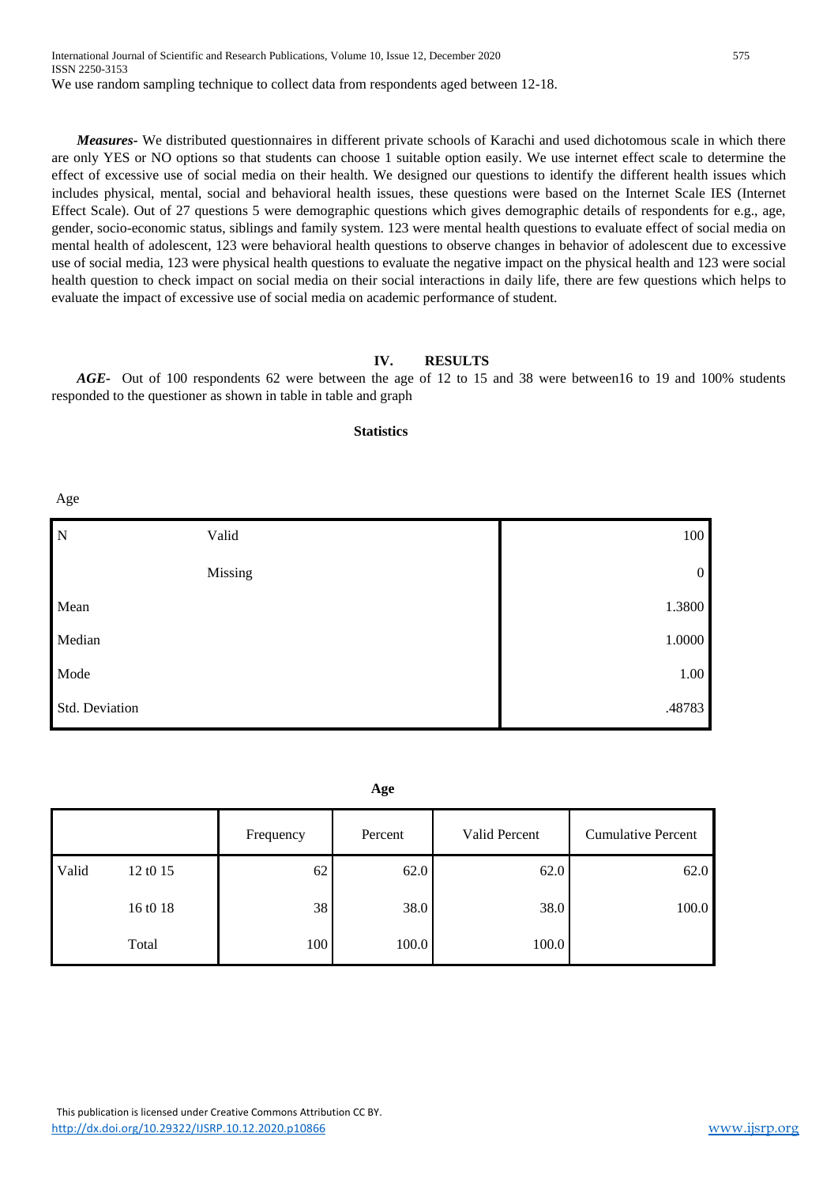We use random sampling technique to collect data from respondents aged between 12-18.

***Measures-*** We distributed questionnaires in different private schools of Karachi and used dichotomous scale in which there are only YES or NO options so that students can choose 1 suitable option easily. We use internet effect scale to determine the effect of excessive use of social media on their health. We designed our questions to identify the different health issues which includes physical, mental, social and behavioral health issues, these questions were based on the Internet Scale IES (Internet Effect Scale). Out of 27 questions 5 were demographic questions which gives demographic details of respondents for e.g., age, gender, socio-economic status, siblings and family system. 123 were mental health questions to evaluate effect of social media on mental health of adolescent, 123 were behavioral health questions to observe changes in behavior of adolescent due to excessive use of social media, 123 were physical health questions to evaluate the negative impact on the physical health and 123 were social health question to check impact on social media on their social interactions in daily life, there are few questions which helps to evaluate the impact of excessive use of social media on academic performance of student.

## IV. RESULTS

***AGE-*** Out of 100 respondents 62 were between the age of 12 to 15 and 38 were between16 to 19 and 100% students responded to the questioner as shown in table in table and graph

**Statistics**

Age

| | | |
|---|---|---|
| N | Valid | 100 |
| | Missing | 0 |
| Mean | | 1.3800 |
| Median | | 1.0000 |
| Mode | | 1.00 |
| Std. Deviation | | .48783 |

**Age**

| | | Frequency | Percent | Valid Percent | Cumulative Percent |
|---|---|---|---|---|---|
| Valid | 12 t0 15 | 62 | 62.0 | 62.0 | 62.0 |
| | 16 t0 18 | 38 | 38.0 | 38.0 | 100.0 |
| | Total | 100 | 100.0 | 100.0 | |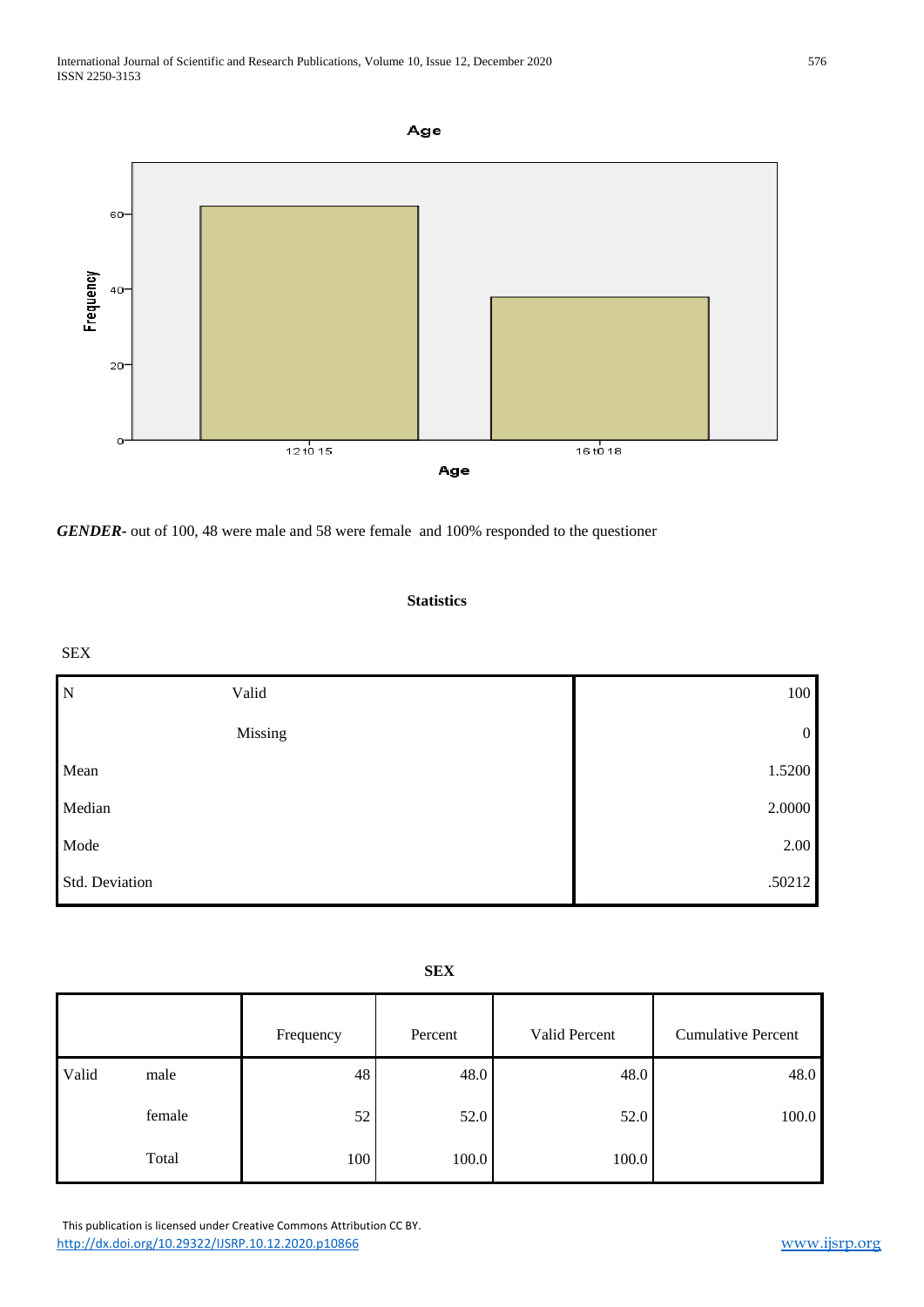**Age**

*GENDER-* out of 100, 48 were male and 58 were female and 100% responded to the questioner

**Statistics**

SEX

| | | |
|---|---|---|
| N | Valid | 100 |
| | Missing | 0 |
| Mean | | 1.5200 |
| Median | | 2.0000 |
| Mode | | 2.00 |
| Std. Deviation | | .50212 |

**SEX**

| | | Frequency | Percent | Valid Percent | Cumulative Percent |
|---|---|---|---|---|---|
| Valid | male | 48 | 48.0 | 48.0 | 48.0 |
| | female | 52 | 52.0 | 52.0 | 100.0 |
| | Total | 100 | 100.0 | 100.0 | |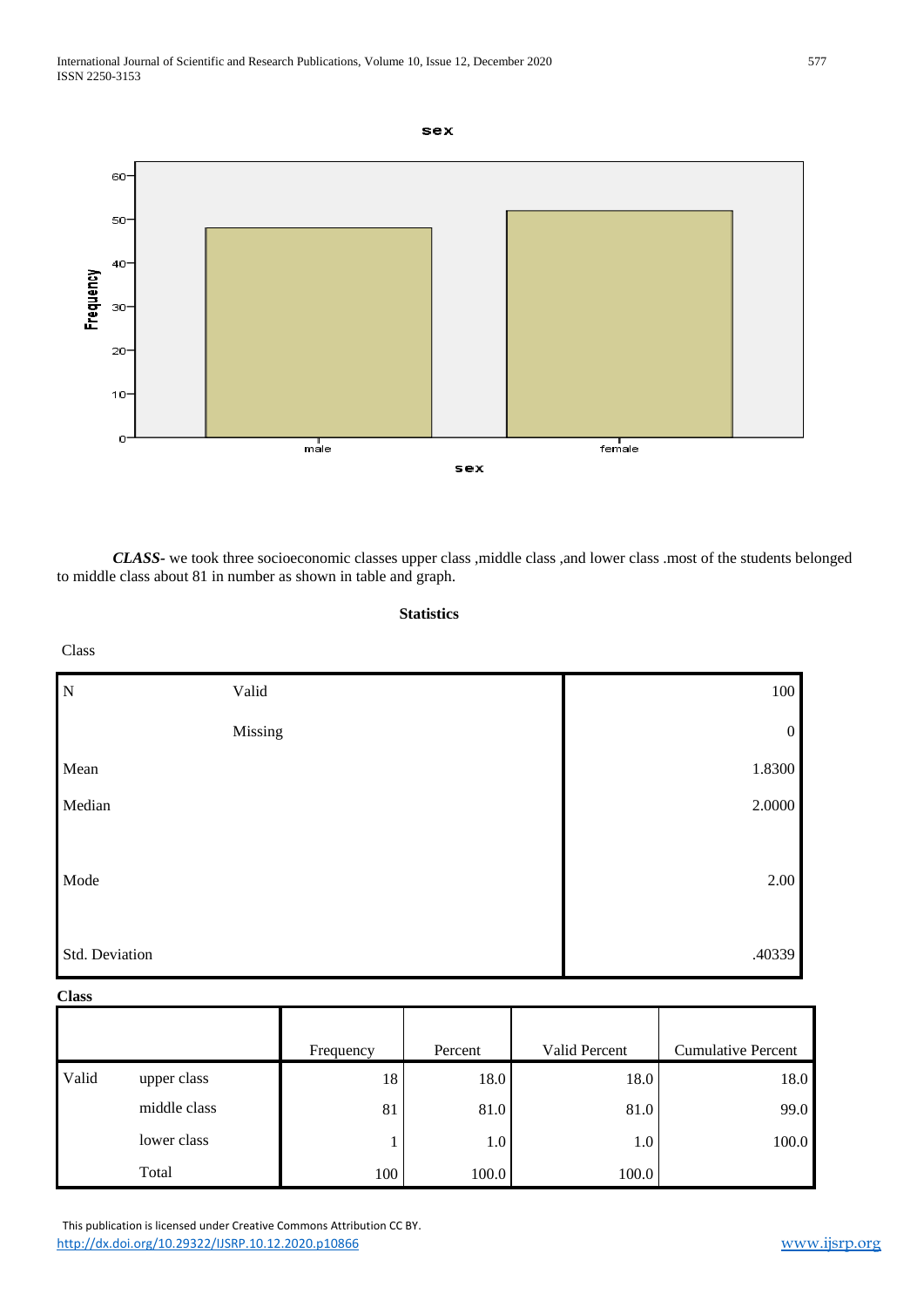***CLASS-*** we took three socioeconomic classes upper class ,middle class ,and lower class .most of the students belonged to middle class about 81 in number as shown in table and graph.

**Statistics**

Class

| | | |
|---|---|---|
| N | Valid | 100 |
| | Missing | 0 |
| Mean | | 1.8300 |
| Median | | 2.0000 |
| Mode | | 2.00 |
| Std. Deviation | | .40339 |

**Class**

| | | Frequency | Percent | Valid Percent | Cumulative Percent |
|---|---|---|---|---|---|
| Valid | upper class | 18 | 18.0 | 18.0 | 18.0 |
| | middle class | 81 | 81.0 | 81.0 | 99.0 |
| | lower class | 1 | 1.0 | 1.0 | 100.0 |
| | Total | 100 | 100.0 | 100.0 | |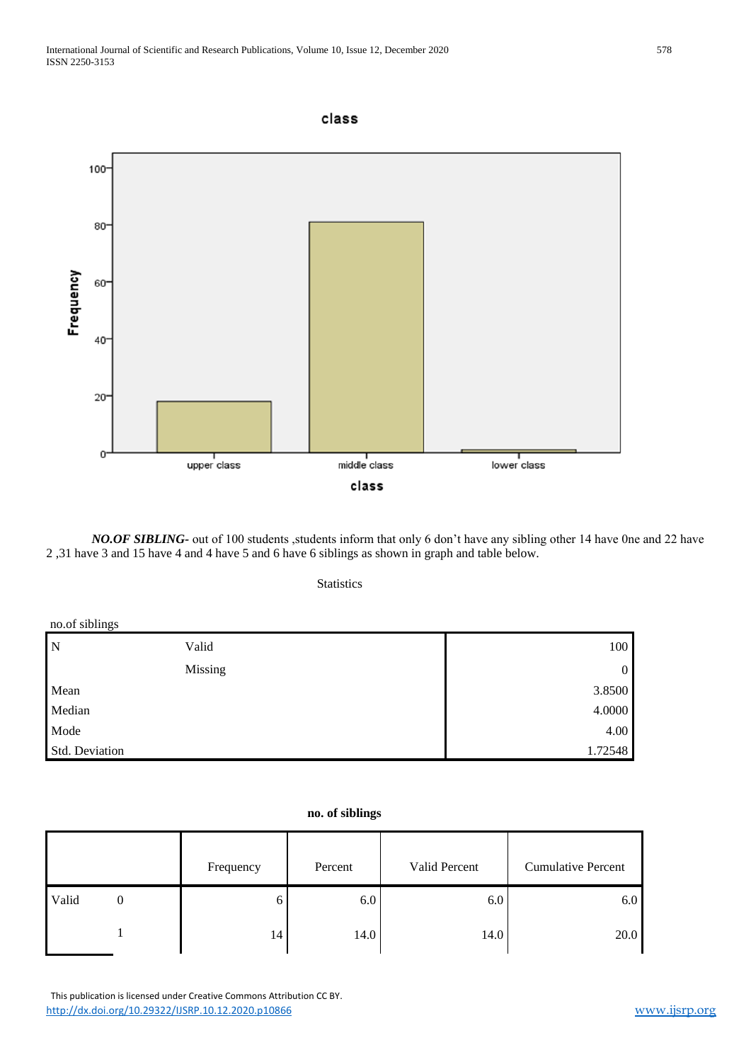class

Frequency

upper class | middle class | lower class

class

***NO.OF SIBLING-*** out of 100 students ,students inform that only 6 don't have any sibling other 14 have 0ne and 22 have 2 ,31 have 3 and 15 have 4 and 4 have 5 and 6 have 6 siblings as shown in graph and table below.

Statistics

no.of siblings

| | | |
|---|---|---|
| N | Valid | 100 |
| | Missing | 0 |
| Mean | | 3.8500 |
| Median | | 4.0000 |
| Mode | | 4.00 |
| Std. Deviation | | 1.72548 |

**no. of siblings**

| | | Frequency | Percent | Valid Percent | Cumulative Percent |
|---|---|---|---|---|---|
| Valid | 0 | 6 | 6.0 | 6.0 | 6.0 |
| | 1 | 14 | 14.0 | 14.0 | 20.0 |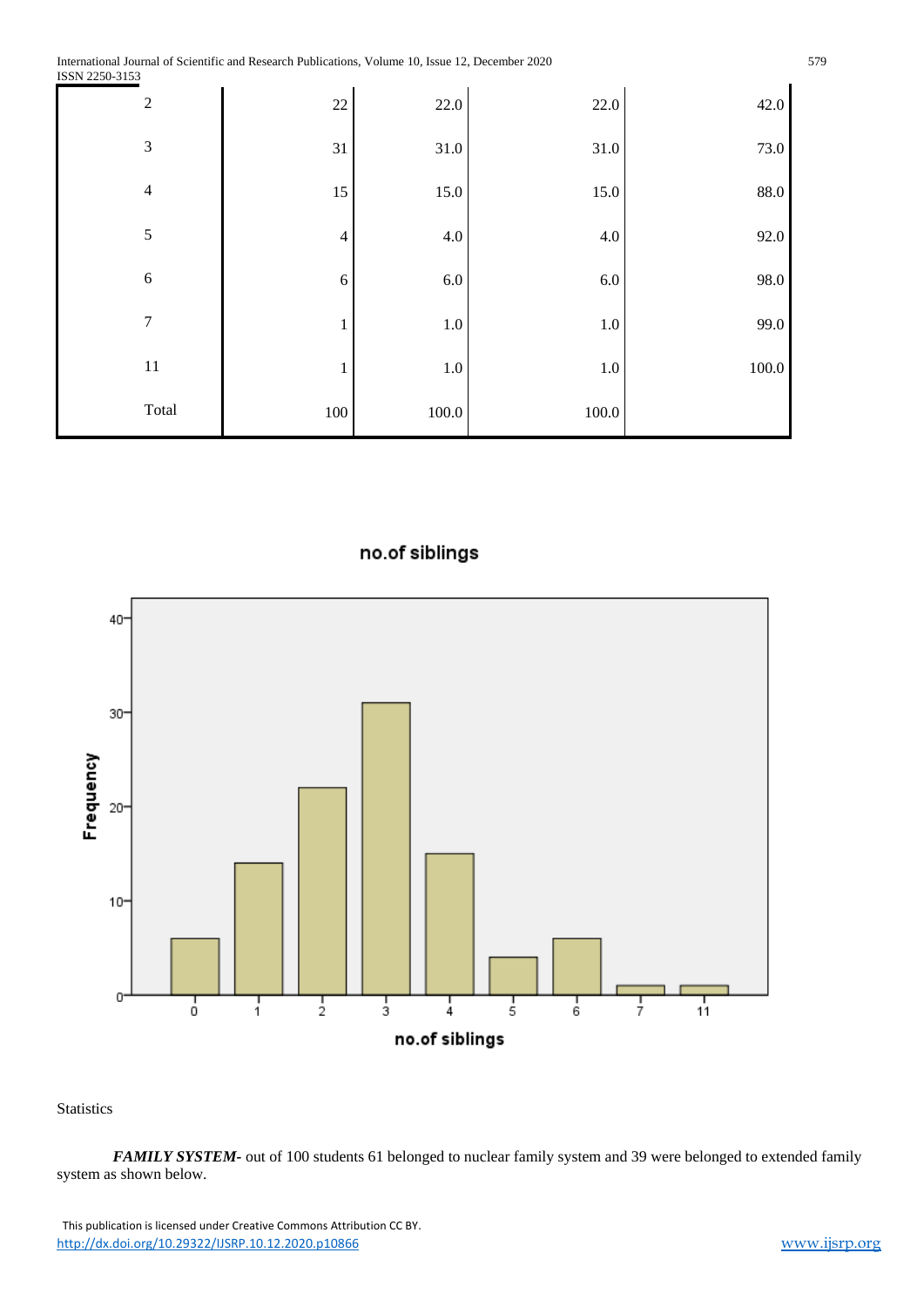| 2 | 22 | 22.0 | 22.0 | 42.0 |
|---|---|---|---|---|
| 3 | 31 | 31.0 | 31.0 | 73.0 |
| 4 | 15 | 15.0 | 15.0 | 88.0 |
| 5 | 4 | 4.0 | 4.0 | 92.0 |
| 6 | 6 | 6.0 | 6.0 | 98.0 |
| 7 | 1 | 1.0 | 1.0 | 99.0 |
| 11 | 1 | 1.0 | 1.0 | 100.0 |
| Total | 100 | 100.0 | 100.0 | |

no.of siblings

Statistics

***FAMILY SYSTEM-*** out of 100 students 61 belonged to nuclear family system and 39 were belonged to extended family system as shown below.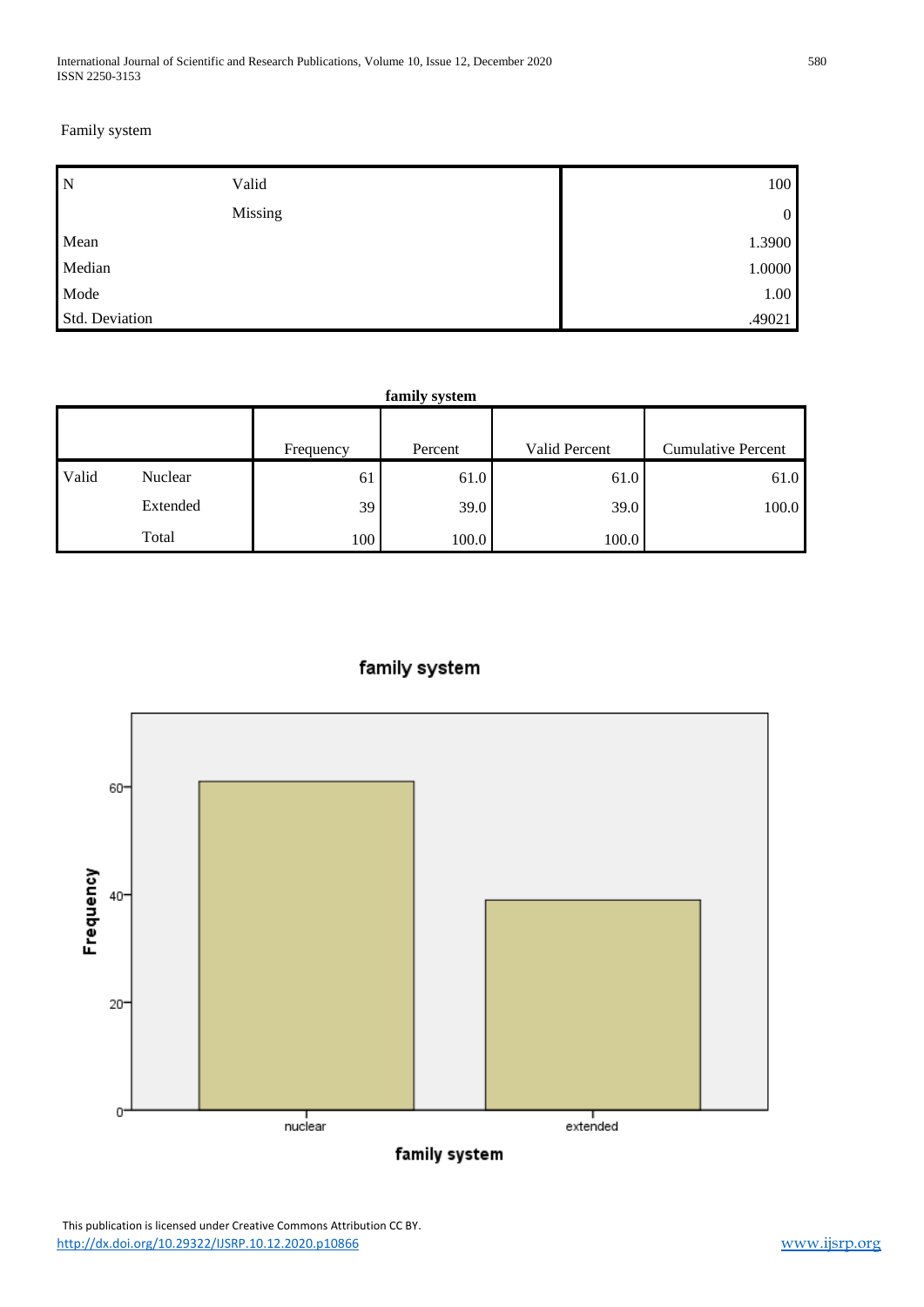Family system

| N | Valid | 100 |
|---|---|---|
| | Missing | 0 |
| Mean | | 1.3900 |
| Median | | 1.0000 |
| Mode | | 1.00 |
| Std. Deviation | | .49021 |

**family system**

| | | Frequency | Percent | Valid Percent | Cumulative Percent |
|---|---|---|---|---|---|
| Valid | Nuclear | 61 | 61.0 | 61.0 | 61.0 |
| | Extended | 39 | 39.0 | 39.0 | 100.0 |
| | Total | 100 | 100.0 | 100.0 | |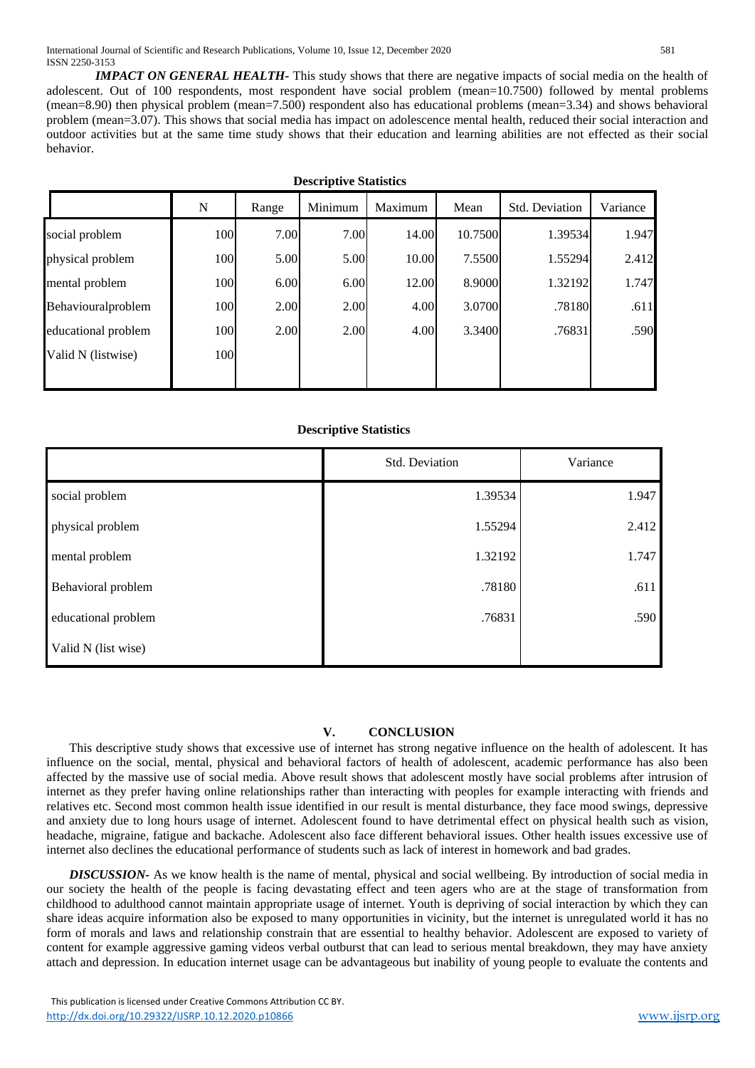***IMPACT ON GENERAL HEALTH***- This study shows that there are negative impacts of social media on the health of adolescent. Out of 100 respondents, most respondent have social problem (mean=10.7500) followed by mental problems (mean=8.90) then physical problem (mean=7.500) respondent also has educational problems (mean=3.34) and shows behavioral problem (mean=3.07). This shows that social media has impact on adolescence mental health, reduced their social interaction and outdoor activities but at the same time study shows that their education and learning abilities are not effected as their social behavior.

**Descriptive Statistics**

| | N | Range | Minimum | Maximum | Mean | Std. Deviation | Variance |
|---|---|---|---|---|---|---|---|
| social problem | 100 | 7.00 | 7.00 | 14.00 | 10.7500 | 1.39534 | 1.947 |
| physical problem | 100 | 5.00 | 5.00 | 10.00 | 7.5500 | 1.55294 | 2.412 |
| mental problem | 100 | 6.00 | 6.00 | 12.00 | 8.9000 | 1.32192 | 1.747 |
| Behaviouralproblem | 100 | 2.00 | 2.00 | 4.00 | 3.0700 | .78180 | .611 |
| educational problem | 100 | 2.00 | 2.00 | 4.00 | 3.3400 | .76831 | .590 |
| Valid N (listwise) | 100 | | | | | | |

**Descriptive Statistics**

| | Std. Deviation | Variance |
|---|---|---|
| social problem | 1.39534 | 1.947 |
| physical problem | 1.55294 | 2.412 |
| mental problem | 1.32192 | 1.747 |
| Behavioral problem | .78180 | .611 |
| educational problem | .76831 | .590 |
| Valid N (list wise) | | |

## V. CONCLUSION

This descriptive study shows that excessive use of internet has strong negative influence on the health of adolescent. It has influence on the social, mental, physical and behavioral factors of health of adolescent, academic performance has also been affected by the massive use of social media. Above result shows that adolescent mostly have social problems after intrusion of internet as they prefer having online relationships rather than interacting with peoples for example interacting with friends and relatives etc. Second most common health issue identified in our result is mental disturbance, they face mood swings, depressive and anxiety due to long hours usage of internet. Adolescent found to have detrimental effect on physical health such as vision, headache, migraine, fatigue and backache. Adolescent also face different behavioral issues. Other health issues excessive use of internet also declines the educational performance of students such as lack of interest in homework and bad grades.

***DISCUSSION***- As we know health is the name of mental, physical and social wellbeing. By introduction of social media in our society the health of the people is facing devastating effect and teen agers who are at the stage of transformation from childhood to adulthood cannot maintain appropriate usage of internet. Youth is depriving of social interaction by which they can share ideas acquire information also be exposed to many opportunities in vicinity, but the internet is unregulated world it has no form of morals and laws and relationship constrain that are essential to healthy behavior. Adolescent are exposed to variety of content for example aggressive gaming videos verbal outburst that can lead to serious mental breakdown, they may have anxiety attach and depression. In education internet usage can be advantageous but inability of young people to evaluate the contents and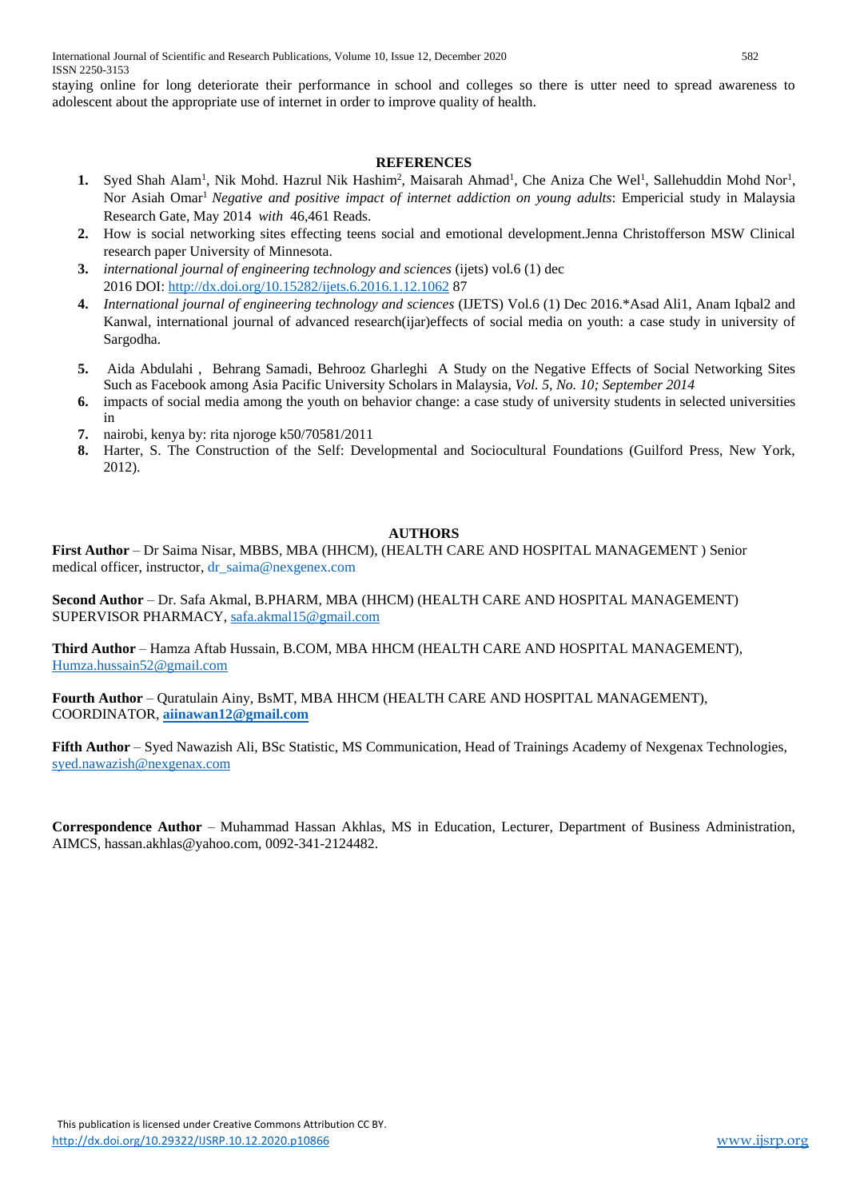staying online for long deteriorate their performance in school and colleges so there is utter need to spread awareness to adolescent about the appropriate use of internet in order to improve quality of health.

## REFERENCES

1. Syed Shah Alam[1], Nik Mohd. Hazrul Nik Hashim[2], Maisarah Ahmad[1], Che Aniza Che Wel[1], Sallehuddin Mohd Nor[1], Nor Asiah Omar[1] *Negative and positive impact of internet addiction on young adults*: Empericial study in Malaysia Research Gate, May 2014 *with* 46,461 Reads.
2. How is social networking sites effecting teens social and emotional development.Jenna Christofferson MSW Clinical research paper University of Minnesota.
3. *international journal of engineering technology and sciences* (ijets) vol.6 (1) dec 2016 DOI: http://dx.doi.org/10.15282/ijets.6.2016.1.12.1062 87
4. *International journal of engineering technology and sciences* (IJETS) Vol.6 (1) Dec 2016.*Asad Ali1, Anam Iqbal2 and Kanwal, international journal of advanced research(ijar)effects of social media on youth: a case study in university of Sargodha.
5. Aida Abdulahi , Behrang Samadi, Behrooz Gharleghi A Study on the Negative Effects of Social Networking Sites Such as Facebook among Asia Pacific University Scholars in Malaysia, *Vol. 5, No. 10; September 2014*
6. impacts of social media among the youth on behavior change: a case study of university students in selected universities in
7. nairobi, kenya by: rita njoroge k50/70581/2011
8. Harter, S. The Construction of the Self: Developmental and Sociocultural Foundations (Guilford Press, New York, 2012).

## AUTHORS

**First Author** – Dr Saima Nisar, MBBS, MBA (HHCM), (HEALTH CARE AND HOSPITAL MANAGEMENT ) Senior medical officer, instructor, dr_saima@nexgenex.com

**Second Author** – Dr. Safa Akmal, B.PHARM, MBA (HHCM) (HEALTH CARE AND HOSPITAL MANAGEMENT) SUPERVISOR PHARMACY, safa.akmal15@gmail.com

**Third Author** – Hamza Aftab Hussain, B.COM, MBA HHCM (HEALTH CARE AND HOSPITAL MANAGEMENT), Humza.hussain52@gmail.com

**Fourth Author** – Quratulain Ainy, BsMT, MBA HHCM (HEALTH CARE AND HOSPITAL MANAGEMENT), COORDINATOR, **aiinawan12@gmail.com**

**Fifth Author** – Syed Nawazish Ali, BSc Statistic, MS Communication, Head of Trainings Academy of Nexgenax Technologies, syed.nawazish@nexgenax.com

**Correspondence Author** – Muhammad Hassan Akhlas, MS in Education, Lecturer, Department of Business Administration, AIMCS, hassan.akhlas@yahoo.com, 0092-341-2124482.